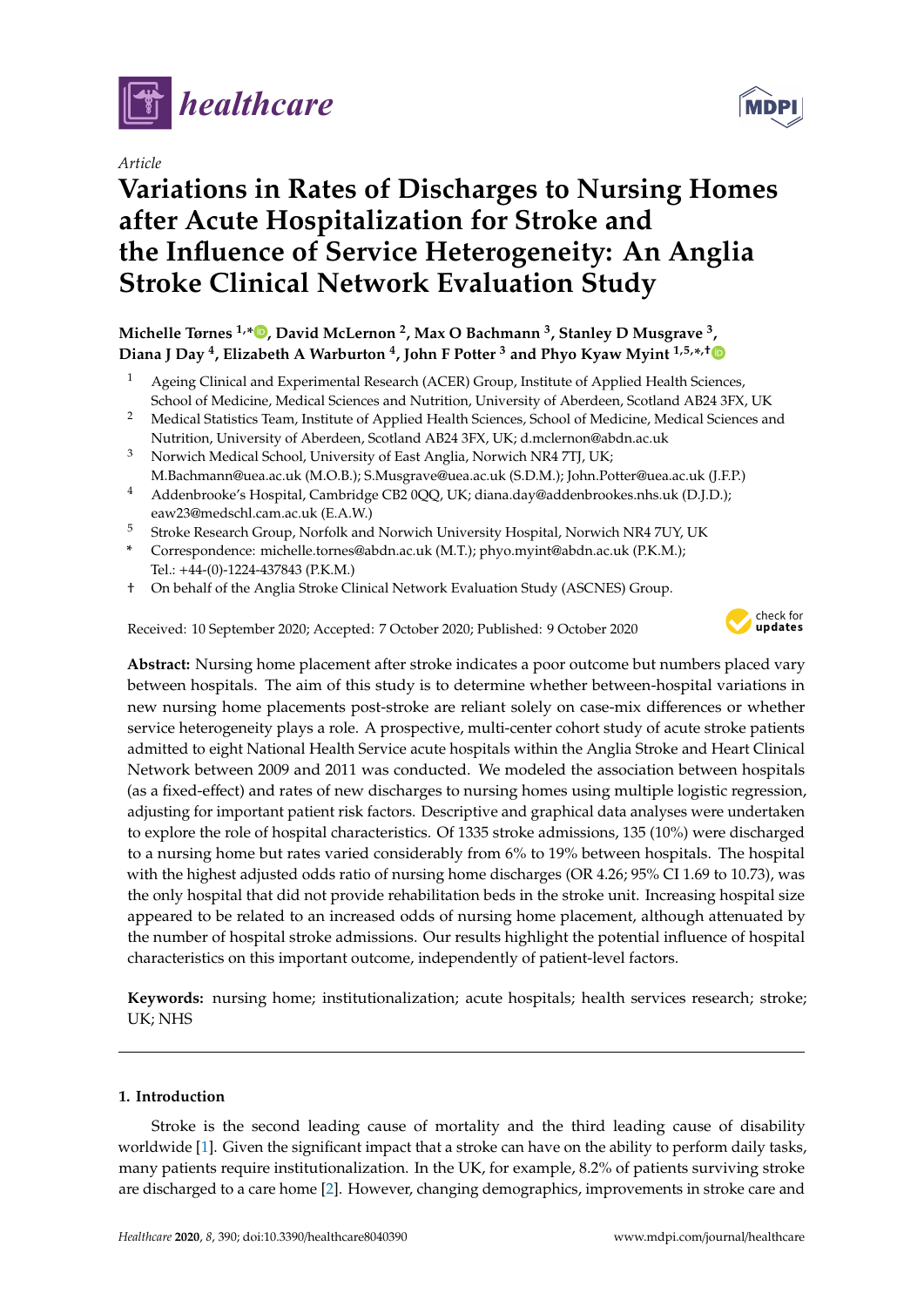*Article*

# Variations in Rates of Discharges to Nursing Homes after Acute Hospitalization for Stroke and the Influence of Service Heterogeneity: An Anglia Stroke Clinical Network Evaluation Study

**Michelle Tørnes [1,*], David McLernon [2], Max O Bachmann [3], Stanley D Musgrave [3], Diana J Day [4], Elizabeth A Warburton [4], John F Potter [3] and Phyo Kyaw Myint [1,5,*,†]**

1. Ageing Clinical and Experimental Research (ACER) Group, Institute of Applied Health Sciences, School of Medicine, Medical Sciences and Nutrition, University of Aberdeen, Scotland AB24 3FX, UK
2. Medical Statistics Team, Institute of Applied Health Sciences, School of Medicine, Medical Sciences and Nutrition, University of Aberdeen, Scotland AB24 3FX, UK; d.mclernon@abdn.ac.uk
3. Norwich Medical School, University of East Anglia, Norwich NR4 7TJ, UK; M.Bachmann@uea.ac.uk (M.O.B.); S.Musgrave@uea.ac.uk (S.D.M.); John.Potter@uea.ac.uk (J.F.P.)
4. Addenbrooke's Hospital, Cambridge CB2 0QQ, UK; diana.day@addenbrookes.nhs.uk (D.J.D.); eaw23@medschl.cam.ac.uk (E.A.W.)
5. Stroke Research Group, Norfolk and Norwich University Hospital, Norwich NR4 7UY, UK

\* Correspondence: michelle.tornes@abdn.ac.uk (M.T.); phyo.myint@abdn.ac.uk (P.K.M.); Tel.: +44-(0)-1224-437843 (P.K.M.)

† On behalf of the Anglia Stroke Clinical Network Evaluation Study (ASCNES) Group.

Received: 10 September 2020; Accepted: 7 October 2020; Published: 9 October 2020

**Abstract:** Nursing home placement after stroke indicates a poor outcome but numbers placed vary between hospitals. The aim of this study is to determine whether between-hospital variations in new nursing home placements post-stroke are reliant solely on case-mix differences or whether service heterogeneity plays a role. A prospective, multi-center cohort study of acute stroke patients admitted to eight National Health Service acute hospitals within the Anglia Stroke and Heart Clinical Network between 2009 and 2011 was conducted. We modeled the association between hospitals (as a fixed-effect) and rates of new discharges to nursing homes using multiple logistic regression, adjusting for important patient risk factors. Descriptive and graphical data analyses were undertaken to explore the role of hospital characteristics. Of 1335 stroke admissions, 135 (10%) were discharged to a nursing home but rates varied considerably from 6% to 19% between hospitals. The hospital with the highest adjusted odds ratio of nursing home discharges (OR 4.26; 95% CI 1.69 to 10.73), was the only hospital that did not provide rehabilitation beds in the stroke unit. Increasing hospital size appeared to be related to an increased odds of nursing home placement, although attenuated by the number of hospital stroke admissions. Our results highlight the potential influence of hospital characteristics on this important outcome, independently of patient-level factors.

**Keywords:** nursing home; institutionalization; acute hospitals; health services research; stroke; UK; NHS

## 1. Introduction

Stroke is the second leading cause of mortality and the third leading cause of disability worldwide [1]. Given the significant impact that a stroke can have on the ability to perform daily tasks, many patients require institutionalization. In the UK, for example, 8.2% of patients surviving stroke are discharged to a care home [2]. However, changing demographics, improvements in stroke care and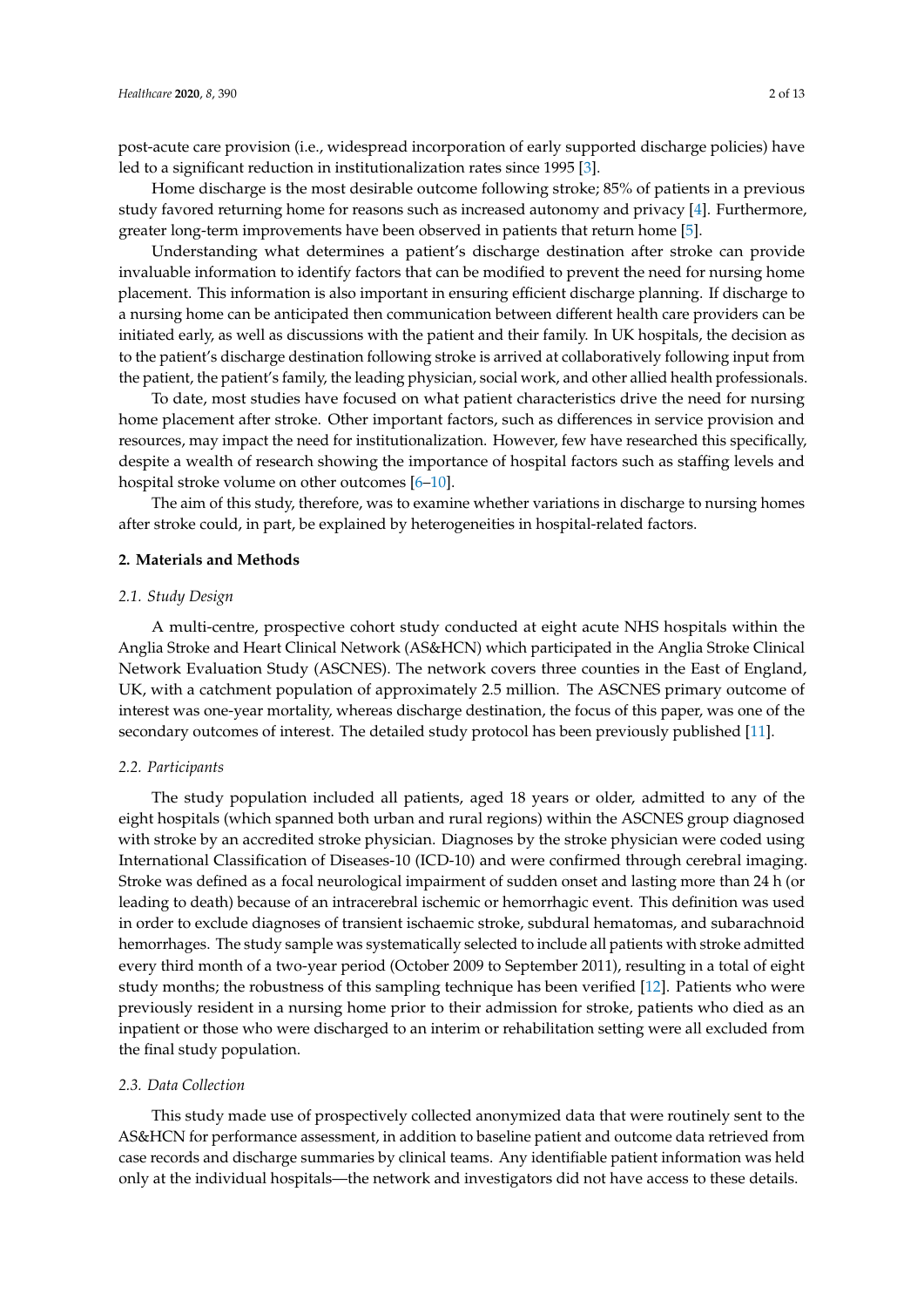post-acute care provision (i.e., widespread incorporation of early supported discharge policies) have led to a significant reduction in institutionalization rates since 1995 [3].

Home discharge is the most desirable outcome following stroke; 85% of patients in a previous study favored returning home for reasons such as increased autonomy and privacy [4]. Furthermore, greater long-term improvements have been observed in patients that return home [5].

Understanding what determines a patient's discharge destination after stroke can provide invaluable information to identify factors that can be modified to prevent the need for nursing home placement. This information is also important in ensuring efficient discharge planning. If discharge to a nursing home can be anticipated then communication between different health care providers can be initiated early, as well as discussions with the patient and their family. In UK hospitals, the decision as to the patient's discharge destination following stroke is arrived at collaboratively following input from the patient, the patient's family, the leading physician, social work, and other allied health professionals.

To date, most studies have focused on what patient characteristics drive the need for nursing home placement after stroke. Other important factors, such as differences in service provision and resources, may impact the need for institutionalization. However, few have researched this specifically, despite a wealth of research showing the importance of hospital factors such as staffing levels and hospital stroke volume on other outcomes [6–10].

The aim of this study, therefore, was to examine whether variations in discharge to nursing homes after stroke could, in part, be explained by heterogeneities in hospital-related factors.

## 2. Materials and Methods

### 2.1. Study Design

A multi-centre, prospective cohort study conducted at eight acute NHS hospitals within the Anglia Stroke and Heart Clinical Network (AS&HCN) which participated in the Anglia Stroke Clinical Network Evaluation Study (ASCNES). The network covers three counties in the East of England, UK, with a catchment population of approximately 2.5 million. The ASCNES primary outcome of interest was one-year mortality, whereas discharge destination, the focus of this paper, was one of the secondary outcomes of interest. The detailed study protocol has been previously published [11].

### 2.2. Participants

The study population included all patients, aged 18 years or older, admitted to any of the eight hospitals (which spanned both urban and rural regions) within the ASCNES group diagnosed with stroke by an accredited stroke physician. Diagnoses by the stroke physician were coded using International Classification of Diseases-10 (ICD-10) and were confirmed through cerebral imaging. Stroke was defined as a focal neurological impairment of sudden onset and lasting more than 24 h (or leading to death) because of an intracerebral ischemic or hemorrhagic event. This definition was used in order to exclude diagnoses of transient ischaemic stroke, subdural hematomas, and subarachnoid hemorrhages. The study sample was systematically selected to include all patients with stroke admitted every third month of a two-year period (October 2009 to September 2011), resulting in a total of eight study months; the robustness of this sampling technique has been verified [12]. Patients who were previously resident in a nursing home prior to their admission for stroke, patients who died as an inpatient or those who were discharged to an interim or rehabilitation setting were all excluded from the final study population.

### 2.3. Data Collection

This study made use of prospectively collected anonymized data that were routinely sent to the AS&HCN for performance assessment, in addition to baseline patient and outcome data retrieved from case records and discharge summaries by clinical teams. Any identifiable patient information was held only at the individual hospitals—the network and investigators did not have access to these details.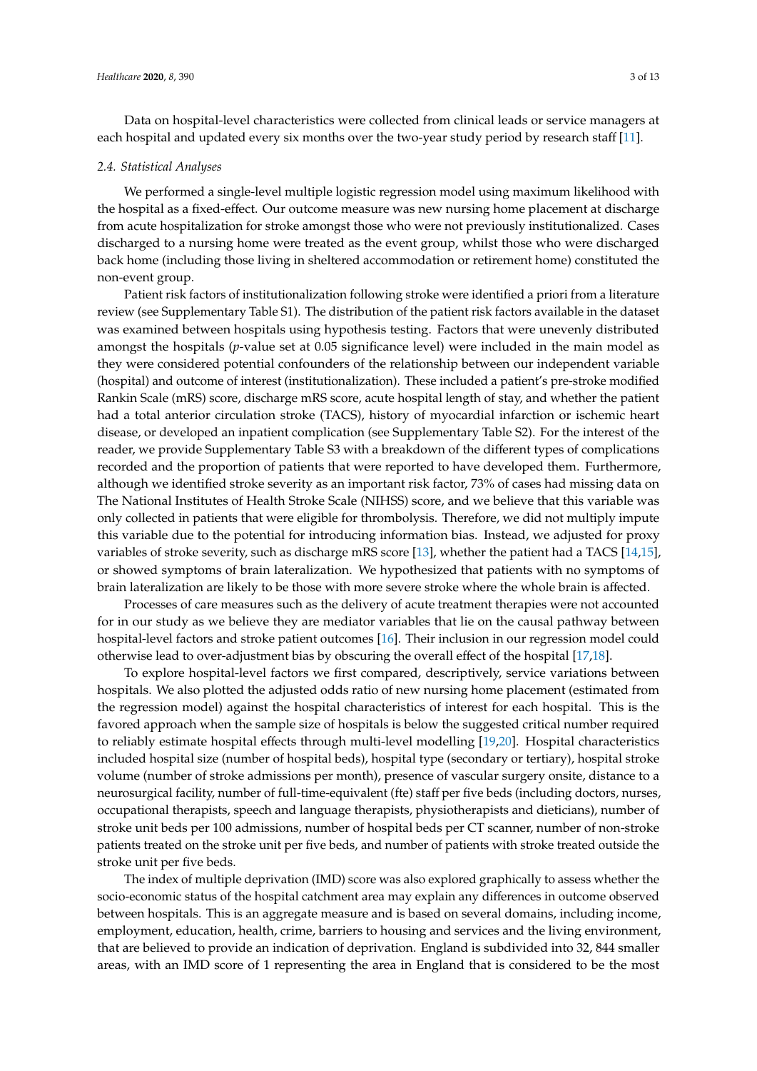Data on hospital-level characteristics were collected from clinical leads or service managers at each hospital and updated every six months over the two-year study period by research staff [11].

### 2.4. Statistical Analyses

We performed a single-level multiple logistic regression model using maximum likelihood with the hospital as a fixed-effect. Our outcome measure was new nursing home placement at discharge from acute hospitalization for stroke amongst those who were not previously institutionalized. Cases discharged to a nursing home were treated as the event group, whilst those who were discharged back home (including those living in sheltered accommodation or retirement home) constituted the non-event group.

Patient risk factors of institutionalization following stroke were identified a priori from a literature review (see Supplementary Table S1). The distribution of the patient risk factors available in the dataset was examined between hospitals using hypothesis testing. Factors that were unevenly distributed amongst the hospitals ($p$-value set at 0.05 significance level) were included in the main model as they were considered potential confounders of the relationship between our independent variable (hospital) and outcome of interest (institutionalization). These included a patient's pre-stroke modified Rankin Scale (mRS) score, discharge mRS score, acute hospital length of stay, and whether the patient had a total anterior circulation stroke (TACS), history of myocardial infarction or ischemic heart disease, or developed an inpatient complication (see Supplementary Table S2). For the interest of the reader, we provide Supplementary Table S3 with a breakdown of the different types of complications recorded and the proportion of patients that were reported to have developed them. Furthermore, although we identified stroke severity as an important risk factor, 73% of cases had missing data on The National Institutes of Health Stroke Scale (NIHSS) score, and we believe that this variable was only collected in patients that were eligible for thrombolysis. Therefore, we did not multiply impute this variable due to the potential for introducing information bias. Instead, we adjusted for proxy variables of stroke severity, such as discharge mRS score [13], whether the patient had a TACS [14,15], or showed symptoms of brain lateralization. We hypothesized that patients with no symptoms of brain lateralization are likely to be those with more severe stroke where the whole brain is affected.

Processes of care measures such as the delivery of acute treatment therapies were not accounted for in our study as we believe they are mediator variables that lie on the causal pathway between hospital-level factors and stroke patient outcomes [16]. Their inclusion in our regression model could otherwise lead to over-adjustment bias by obscuring the overall effect of the hospital [17,18].

To explore hospital-level factors we first compared, descriptively, service variations between hospitals. We also plotted the adjusted odds ratio of new nursing home placement (estimated from the regression model) against the hospital characteristics of interest for each hospital. This is the favored approach when the sample size of hospitals is below the suggested critical number required to reliably estimate hospital effects through multi-level modelling [19,20]. Hospital characteristics included hospital size (number of hospital beds), hospital type (secondary or tertiary), hospital stroke volume (number of stroke admissions per month), presence of vascular surgery onsite, distance to a neurosurgical facility, number of full-time-equivalent (fte) staff per five beds (including doctors, nurses, occupational therapists, speech and language therapists, physiotherapists and dieticians), number of stroke unit beds per 100 admissions, number of hospital beds per CT scanner, number of non-stroke patients treated on the stroke unit per five beds, and number of patients with stroke treated outside the stroke unit per five beds.

The index of multiple deprivation (IMD) score was also explored graphically to assess whether the socio-economic status of the hospital catchment area may explain any differences in outcome observed between hospitals. This is an aggregate measure and is based on several domains, including income, employment, education, health, crime, barriers to housing and services and the living environment, that are believed to provide an indication of deprivation. England is subdivided into 32, 844 smaller areas, with an IMD score of 1 representing the area in England that is considered to be the most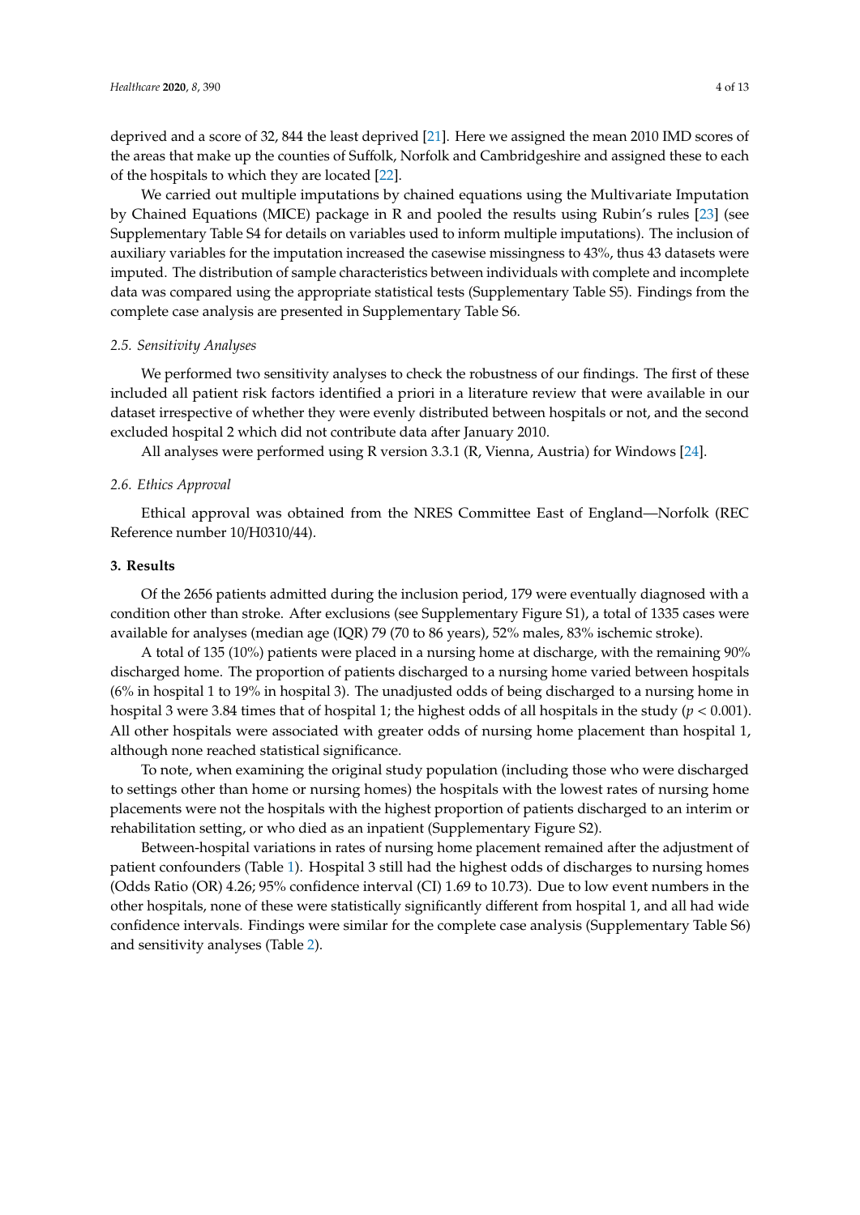deprived and a score of 32, 844 the least deprived [21]. Here we assigned the mean 2010 IMD scores of the areas that make up the counties of Suffolk, Norfolk and Cambridgeshire and assigned these to each of the hospitals to which they are located [22].

We carried out multiple imputations by chained equations using the Multivariate Imputation by Chained Equations (MICE) package in R and pooled the results using Rubin's rules [23] (see Supplementary Table S4 for details on variables used to inform multiple imputations). The inclusion of auxiliary variables for the imputation increased the casewise missingness to 43%, thus 43 datasets were imputed. The distribution of sample characteristics between individuals with complete and incomplete data was compared using the appropriate statistical tests (Supplementary Table S5). Findings from the complete case analysis are presented in Supplementary Table S6.

### *2.5. Sensitivity Analyses*

We performed two sensitivity analyses to check the robustness of our findings. The first of these included all patient risk factors identified a priori in a literature review that were available in our dataset irrespective of whether they were evenly distributed between hospitals or not, and the second excluded hospital 2 which did not contribute data after January 2010.

All analyses were performed using R version 3.3.1 (R, Vienna, Austria) for Windows [24].

### *2.6. Ethics Approval*

Ethical approval was obtained from the NRES Committee East of England—Norfolk (REC Reference number 10/H0310/44).

## 3. Results

Of the 2656 patients admitted during the inclusion period, 179 were eventually diagnosed with a condition other than stroke. After exclusions (see Supplementary Figure S1), a total of 1335 cases were available for analyses (median age (IQR) 79 (70 to 86 years), 52% males, 83% ischemic stroke).

A total of 135 (10%) patients were placed in a nursing home at discharge, with the remaining 90% discharged home. The proportion of patients discharged to a nursing home varied between hospitals (6% in hospital 1 to 19% in hospital 3). The unadjusted odds of being discharged to a nursing home in hospital 3 were 3.84 times that of hospital 1; the highest odds of all hospitals in the study ($p < 0.001$). All other hospitals were associated with greater odds of nursing home placement than hospital 1, although none reached statistical significance.

To note, when examining the original study population (including those who were discharged to settings other than home or nursing homes) the hospitals with the lowest rates of nursing home placements were not the hospitals with the highest proportion of patients discharged to an interim or rehabilitation setting, or who died as an inpatient (Supplementary Figure S2).

Between-hospital variations in rates of nursing home placement remained after the adjustment of patient confounders (Table 1). Hospital 3 still had the highest odds of discharges to nursing homes (Odds Ratio (OR) 4.26; 95% confidence interval (CI) 1.69 to 10.73). Due to low event numbers in the other hospitals, none of these were statistically significantly different from hospital 1, and all had wide confidence intervals. Findings were similar for the complete case analysis (Supplementary Table S6) and sensitivity analyses (Table 2).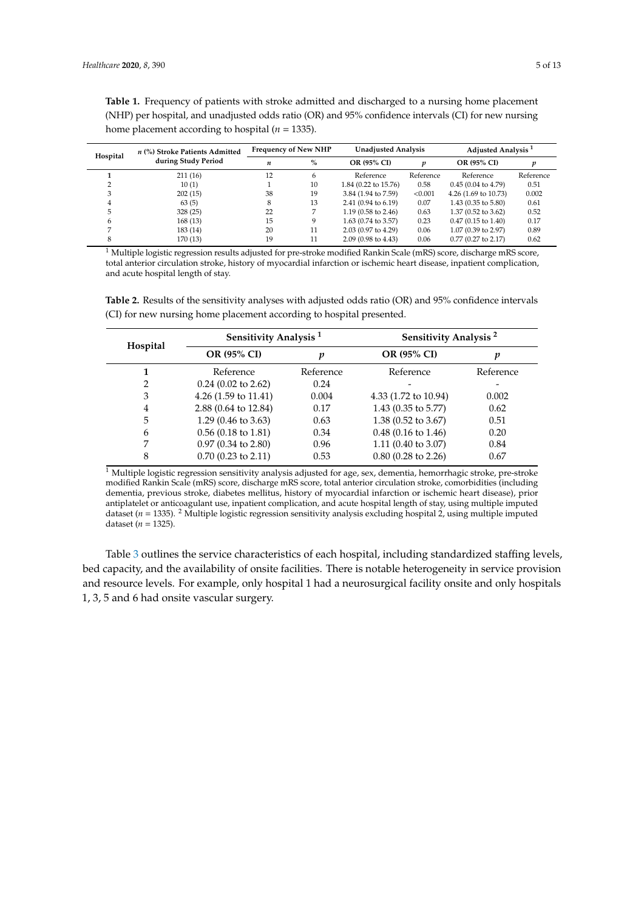**Table 1.** Frequency of patients with stroke admitted and discharged to a nursing home placement (NHP) per hospital, and unadjusted odds ratio (OR) and 95% confidence intervals (CI) for new nursing home placement according to hospital ($n$ = 1335).

| Hospital | $n$ (%) Stroke Patients Admitted during Study Period | Frequency of New NHP | | Unadjusted Analysis | | Adjusted Analysis [1] | |
|---|---|---|---|---|---|---|---|
| | | $n$ | % | OR (95% CI) | $p$ | OR (95% CI) | $p$ |
| **1** | 211 (16) | 12 | 6 | Reference | Reference | Reference | Reference |
| 2 | 10 (1) | 1 | 10 | 1.84 (0.22 to 15.76) | 0.58 | 0.45 (0.04 to 4.79) | 0.51 |
| 3 | 202 (15) | 38 | 19 | 3.84 (1.94 to 7.59) | <0.001 | 4.26 (1.69 to 10.73) | 0.002 |
| 4 | 63 (5) | 8 | 13 | 2.41 (0.94 to 6.19) | 0.07 | 1.43 (0.35 to 5.80) | 0.61 |
| 5 | 328 (25) | 22 | 7 | 1.19 (0.58 to 2.46) | 0.63 | 1.37 (0.52 to 3.62) | 0.52 |
| 6 | 168 (13) | 15 | 9 | 1.63 (0.74 to 3.57) | 0.23 | 0.47 (0.15 to 1.40) | 0.17 |
| 7 | 183 (14) | 20 | 11 | 2.03 (0.97 to 4.29) | 0.06 | 1.07 (0.39 to 2.97) | 0.89 |
| 8 | 170 (13) | 19 | 11 | 2.09 (0.98 to 4.43) | 0.06 | 0.77 (0.27 to 2.17) | 0.62 |

[1] Multiple logistic regression results adjusted for pre-stroke modified Rankin Scale (mRS) score, discharge mRS score, total anterior circulation stroke, history of myocardial infarction or ischemic heart disease, inpatient complication, and acute hospital length of stay.

**Table 2.** Results of the sensitivity analyses with adjusted odds ratio (OR) and 95% confidence intervals (CI) for new nursing home placement according to hospital presented.

| Hospital | Sensitivity Analysis [1] | | Sensitivity Analysis [2] | |
|---|---|---|---|---|
| | OR (95% CI) | $p$ | OR (95% CI) | $p$ |
| **1** | Reference | Reference | Reference | Reference |
| 2 | 0.24 (0.02 to 2.62) | 0.24 | - | - |
| 3 | 4.26 (1.59 to 11.41) | 0.004 | 4.33 (1.72 to 10.94) | 0.002 |
| 4 | 2.88 (0.64 to 12.84) | 0.17 | 1.43 (0.35 to 5.77) | 0.62 |
| 5 | 1.29 (0.46 to 3.63) | 0.63 | 1.38 (0.52 to 3.67) | 0.51 |
| 6 | 0.56 (0.18 to 1.81) | 0.34 | 0.48 (0.16 to 1.46) | 0.20 |
| 7 | 0.97 (0.34 to 2.80) | 0.96 | 1.11 (0.40 to 3.07) | 0.84 |
| 8 | 0.70 (0.23 to 2.11) | 0.53 | 0.80 (0.28 to 2.26) | 0.67 |

[1] Multiple logistic regression sensitivity analysis adjusted for age, sex, dementia, hemorrhagic stroke, pre-stroke modified Rankin Scale (mRS) score, discharge mRS score, total anterior circulation stroke, comorbidities (including dementia, previous stroke, diabetes mellitus, history of myocardial infarction or ischemic heart disease), prior antiplatelet or anticoagulant use, inpatient complication, and acute hospital length of stay, using multiple imputed dataset ($n$ = 1335). [2] Multiple logistic regression sensitivity analysis excluding hospital 2, using multiple imputed dataset ($n$ = 1325).

Table 3 outlines the service characteristics of each hospital, including standardized staffing levels, bed capacity, and the availability of onsite facilities. There is notable heterogeneity in service provision and resource levels. For example, only hospital 1 had a neurosurgical facility onsite and only hospitals 1, 3, 5 and 6 had onsite vascular surgery.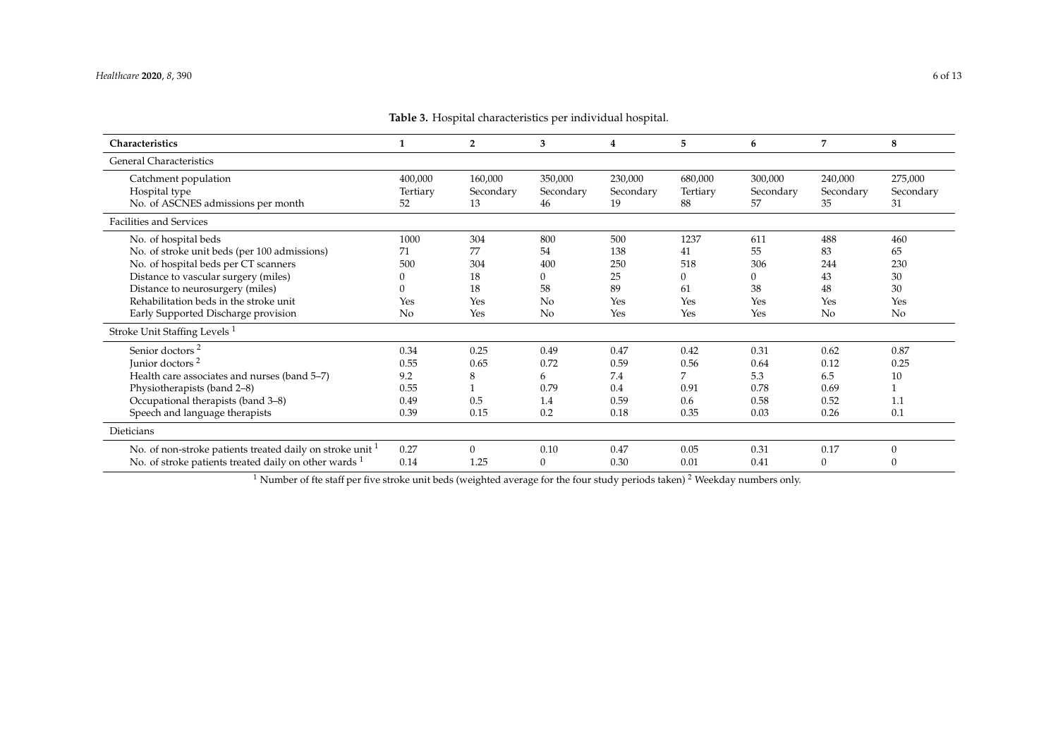**Table 3.** Hospital characteristics per individual hospital.

| Characteristics | 1 | 2 | 3 | 4 | 5 | 6 | 7 | 8 |
| --- | --- | --- | --- | --- | --- | --- | --- | --- |
| General Characteristics | | | | | | | | |
| Catchment population | 400,000 | 160,000 | 350,000 | 230,000 | 680,000 | 300,000 | 240,000 | 275,000 |
| Hospital type | Tertiary | Secondary | Secondary | Secondary | Tertiary | Secondary | Secondary | Secondary |
| No. of ASCNES admissions per month | 52 | 13 | 46 | 19 | 88 | 57 | 35 | 31 |
| Facilities and Services | | | | | | | | |
| No. of hospital beds | 1000 | 304 | 800 | 500 | 1237 | 611 | 488 | 460 |
| No. of stroke unit beds (per 100 admissions) | 71 | 77 | 54 | 138 | 41 | 55 | 83 | 65 |
| No. of hospital beds per CT scanners | 500 | 304 | 400 | 250 | 518 | 306 | 244 | 230 |
| Distance to vascular surgery (miles) | 0 | 18 | 0 | 25 | 0 | 0 | 43 | 30 |
| Distance to neurosurgery (miles) | 0 | 18 | 58 | 89 | 61 | 38 | 48 | 30 |
| Rehabilitation beds in the stroke unit | Yes | Yes | No | Yes | Yes | Yes | Yes | Yes |
| Early Supported Discharge provision | No | Yes | No | Yes | Yes | Yes | No | No |
| Stroke Unit Staffing Levels [1] | | | | | | | | |
| Senior doctors [2] | 0.34 | 0.25 | 0.49 | 0.47 | 0.42 | 0.31 | 0.62 | 0.87 |
| Junior doctors [2] | 0.55 | 0.65 | 0.72 | 0.59 | 0.56 | 0.64 | 0.12 | 0.25 |
| Health care associates and nurses (band 5–7) | 9.2 | 8 | 6 | 7.4 | 7 | 5.3 | 6.5 | 10 |
| Physiotherapists (band 2–8) | 0.55 | 1 | 0.79 | 0.4 | 0.91 | 0.78 | 0.69 | 1 |
| Occupational therapists (band 3–8) | 0.49 | 0.5 | 1.4 | 0.59 | 0.6 | 0.58 | 0.52 | 1.1 |
| Speech and language therapists | 0.39 | 0.15 | 0.2 | 0.18 | 0.35 | 0.03 | 0.26 | 0.1 |
| Dieticians | | | | | | | | |
| No. of non-stroke patients treated daily on stroke unit [1] | 0.27 | 0 | 0.10 | 0.47 | 0.05 | 0.31 | 0.17 | 0 |
| No. of stroke patients treated daily on other wards [1] | 0.14 | 1.25 | 0 | 0.30 | 0.01 | 0.41 | 0 | 0 |

[1] Number of fte staff per five stroke unit beds (weighted average for the four study periods taken) [2] Weekday numbers only.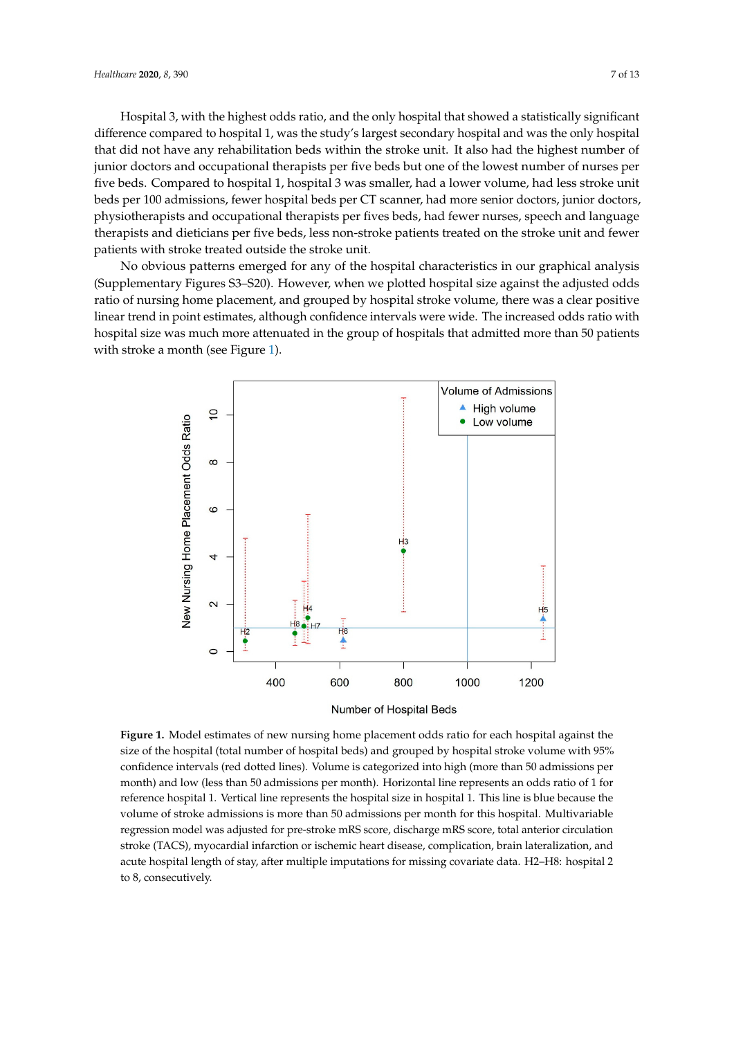Hospital 3, with the highest odds ratio, and the only hospital that showed a statistically significant difference compared to hospital 1, was the study's largest secondary hospital and was the only hospital that did not have any rehabilitation beds within the stroke unit. It also had the highest number of junior doctors and occupational therapists per five beds but one of the lowest number of nurses per five beds. Compared to hospital 1, hospital 3 was smaller, had a lower volume, had less stroke unit beds per 100 admissions, fewer hospital beds per CT scanner, had more senior doctors, junior doctors, physiotherapists and occupational therapists per fives beds, had fewer nurses, speech and language therapists and dieticians per five beds, less non-stroke patients treated on the stroke unit and fewer patients with stroke treated outside the stroke unit.

No obvious patterns emerged for any of the hospital characteristics in our graphical analysis (Supplementary Figures S3–S20). However, when we plotted hospital size against the adjusted odds ratio of nursing home placement, and grouped by hospital stroke volume, there was a clear positive linear trend in point estimates, although confidence intervals were wide. The increased odds ratio with hospital size was much more attenuated in the group of hospitals that admitted more than 50 patients with stroke a month (see Figure 1).

Volume of Admissions
High volume
Low volume

New Nursing Home Placement Odds Ratio
0
2
4
6
8
10

H2
H8
H4
H7
H6
H3
H5

400
600
800
1000
1200

Number of Hospital Beds

**Figure 1.** Model estimates of new nursing home placement odds ratio for each hospital against the size of the hospital (total number of hospital beds) and grouped by hospital stroke volume with 95% confidence intervals (red dotted lines). Volume is categorized into high (more than 50 admissions per month) and low (less than 50 admissions per month). Horizontal line represents an odds ratio of 1 for reference hospital 1. Vertical line represents the hospital size in hospital 1. This line is blue because the volume of stroke admissions is more than 50 admissions per month for this hospital. Multivariable regression model was adjusted for pre-stroke mRS score, discharge mRS score, total anterior circulation stroke (TACS), myocardial infarction or ischemic heart disease, complication, brain lateralization, and acute hospital length of stay, after multiple imputations for missing covariate data. H2–H8: hospital 2 to 8, consecutively.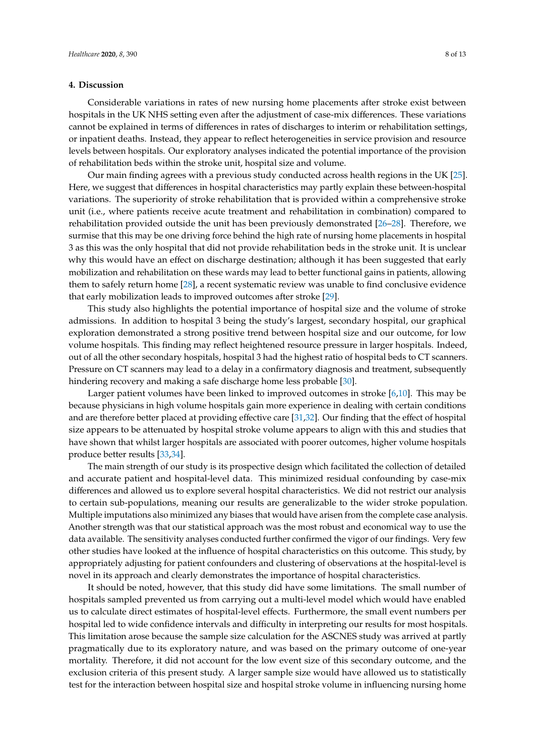## 4. Discussion

Considerable variations in rates of new nursing home placements after stroke exist between hospitals in the UK NHS setting even after the adjustment of case-mix differences. These variations cannot be explained in terms of differences in rates of discharges to interim or rehabilitation settings, or inpatient deaths. Instead, they appear to reflect heterogeneities in service provision and resource levels between hospitals. Our exploratory analyses indicated the potential importance of the provision of rehabilitation beds within the stroke unit, hospital size and volume.

Our main finding agrees with a previous study conducted across health regions in the UK [25]. Here, we suggest that differences in hospital characteristics may partly explain these between-hospital variations. The superiority of stroke rehabilitation that is provided within a comprehensive stroke unit (i.e., where patients receive acute treatment and rehabilitation in combination) compared to rehabilitation provided outside the unit has been previously demonstrated [26–28]. Therefore, we surmise that this may be one driving force behind the high rate of nursing home placements in hospital 3 as this was the only hospital that did not provide rehabilitation beds in the stroke unit. It is unclear why this would have an effect on discharge destination; although it has been suggested that early mobilization and rehabilitation on these wards may lead to better functional gains in patients, allowing them to safely return home [28], a recent systematic review was unable to find conclusive evidence that early mobilization leads to improved outcomes after stroke [29].

This study also highlights the potential importance of hospital size and the volume of stroke admissions. In addition to hospital 3 being the study's largest, secondary hospital, our graphical exploration demonstrated a strong positive trend between hospital size and our outcome, for low volume hospitals. This finding may reflect heightened resource pressure in larger hospitals. Indeed, out of all the other secondary hospitals, hospital 3 had the highest ratio of hospital beds to CT scanners. Pressure on CT scanners may lead to a delay in a confirmatory diagnosis and treatment, subsequently hindering recovery and making a safe discharge home less probable [30].

Larger patient volumes have been linked to improved outcomes in stroke [6,10]. This may be because physicians in high volume hospitals gain more experience in dealing with certain conditions and are therefore better placed at providing effective care [31,32]. Our finding that the effect of hospital size appears to be attenuated by hospital stroke volume appears to align with this and studies that have shown that whilst larger hospitals are associated with poorer outcomes, higher volume hospitals produce better results [33,34].

The main strength of our study is its prospective design which facilitated the collection of detailed and accurate patient and hospital-level data. This minimized residual confounding by case-mix differences and allowed us to explore several hospital characteristics. We did not restrict our analysis to certain sub-populations, meaning our results are generalizable to the wider stroke population. Multiple imputations also minimized any biases that would have arisen from the complete case analysis. Another strength was that our statistical approach was the most robust and economical way to use the data available. The sensitivity analyses conducted further confirmed the vigor of our findings. Very few other studies have looked at the influence of hospital characteristics on this outcome. This study, by appropriately adjusting for patient confounders and clustering of observations at the hospital-level is novel in its approach and clearly demonstrates the importance of hospital characteristics.

It should be noted, however, that this study did have some limitations. The small number of hospitals sampled prevented us from carrying out a multi-level model which would have enabled us to calculate direct estimates of hospital-level effects. Furthermore, the small event numbers per hospital led to wide confidence intervals and difficulty in interpreting our results for most hospitals. This limitation arose because the sample size calculation for the ASCNES study was arrived at partly pragmatically due to its exploratory nature, and was based on the primary outcome of one-year mortality. Therefore, it did not account for the low event size of this secondary outcome, and the exclusion criteria of this present study. A larger sample size would have allowed us to statistically test for the interaction between hospital size and hospital stroke volume in influencing nursing home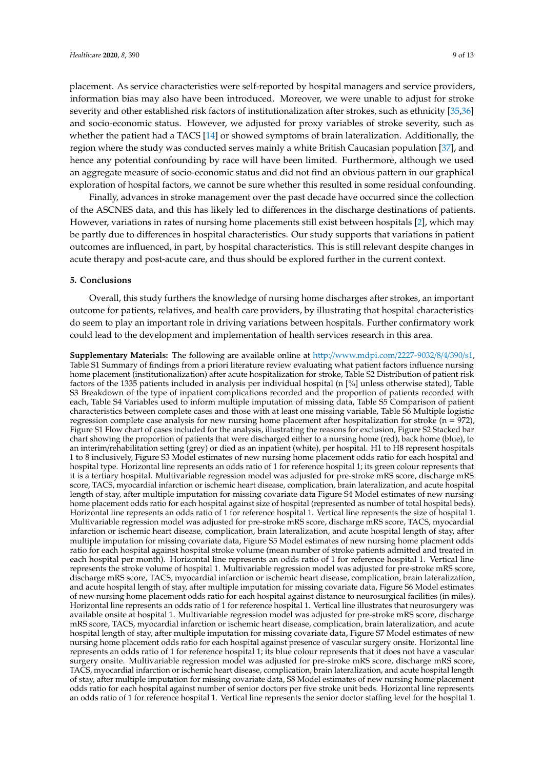placement. As service characteristics were self-reported by hospital managers and service providers, information bias may also have been introduced. Moreover, we were unable to adjust for stroke severity and other established risk factors of institutionalization after strokes, such as ethnicity [35,36] and socio-economic status. However, we adjusted for proxy variables of stroke severity, such as whether the patient had a TACS [14] or showed symptoms of brain lateralization. Additionally, the region where the study was conducted serves mainly a white British Caucasian population [37], and hence any potential confounding by race will have been limited. Furthermore, although we used an aggregate measure of socio-economic status and did not find an obvious pattern in our graphical exploration of hospital factors, we cannot be sure whether this resulted in some residual confounding.

Finally, advances in stroke management over the past decade have occurred since the collection of the ASCNES data, and this has likely led to differences in the discharge destinations of patients. However, variations in rates of nursing home placements still exist between hospitals [2], which may be partly due to differences in hospital characteristics. Our study supports that variations in patient outcomes are influenced, in part, by hospital characteristics. This is still relevant despite changes in acute therapy and post-acute care, and thus should be explored further in the current context.

## 5. Conclusions

Overall, this study furthers the knowledge of nursing home discharges after strokes, an important outcome for patients, relatives, and health care providers, by illustrating that hospital characteristics do seem to play an important role in driving variations between hospitals. Further confirmatory work could lead to the development and implementation of health services research in this area.

**Supplementary Materials:** The following are available online at http://www.mdpi.com/2227-9032/8/4/390/s1, Table S1 Summary of findings from a priori literature review evaluating what patient factors influence nursing home placement (institutionalization) after acute hospitalization for stroke, Table S2 Distribution of patient risk factors of the 1335 patients included in analysis per individual hospital (n [%] unless otherwise stated), Table S3 Breakdown of the type of inpatient complications recorded and the proportion of patients recorded with each, Table S4 Variables used to inform multiple imputation of missing data, Table S5 Comparison of patient characteristics between complete cases and those with at least one missing variable, Table S6 Multiple logistic regression complete case analysis for new nursing home placement after hospitalization for stroke (n = 972), Figure S1 Flow chart of cases included for the analysis, illustrating the reasons for exclusion, Figure S2 Stacked bar chart showing the proportion of patients that were discharged either to a nursing home (red), back home (blue), to an interim/rehabilitation setting (grey) or died as an inpatient (white), per hospital. H1 to H8 represent hospitals 1 to 8 inclusively, Figure S3 Model estimates of new nursing home placement odds ratio for each hospital and hospital type. Horizontal line represents an odds ratio of 1 for reference hospital 1; its green colour represents that it is a tertiary hospital. Multivariable regression model was adjusted for pre-stroke mRS score, discharge mRS score, TACS, myocardial infarction or ischemic heart disease, complication, brain lateralization, and acute hospital length of stay, after multiple imputation for missing covariate data Figure S4 Model estimates of new nursing home placement odds ratio for each hospital against size of hospital (represented as number of total hospital beds). Horizontal line represents an odds ratio of 1 for reference hospital 1. Vertical line represents the size of hospital 1. Multivariable regression model was adjusted for pre-stroke mRS score, discharge mRS score, TACS, myocardial infarction or ischemic heart disease, complication, brain lateralization, and acute hospital length of stay, after multiple imputation for missing covariate data, Figure S5 Model estimates of new nursing home placment odds ratio for each hospital against hospital stroke volume (mean number of stroke patients admitted and treated in each hospital per month). Horizontal line represents an odds ratio of 1 for reference hospital 1. Vertical line represents the stroke volume of hospital 1. Multivariable regression model was adjusted for pre-stroke mRS score, discharge mRS score, TACS, myocardial infarction or ischemic heart disease, complication, brain lateralization, and acute hospital length of stay, after multiple imputation for missing covariate data, Figure S6 Model estimates of new nursing home placement odds ratio for each hospital against distance to neurosurgical facilities (in miles). Horizontal line represents an odds ratio of 1 for reference hospital 1. Vertical line illustrates that neurosurgery was available onsite at hospital 1. Multivariable regression model was adjusted for pre-stroke mRS score, discharge mRS score, TACS, myocardial infarction or ischemic heart disease, complication, brain lateralization, and acute hospital length of stay, after multiple imputation for missing covariate data, Figure S7 Model estimates of new nursing home placement odds ratio for each hospital against presence of vascular surgery onsite. Horizontal line represents an odds ratio of 1 for reference hospital 1; its blue colour represents that it does not have a vascular surgery onsite. Multivariable regression model was adjusted for pre-stroke mRS score, discharge mRS score, TACS, myocardial infarction or ischemic heart disease, complication, brain lateralization, and acute hospital length of stay, after multiple imputation for missing covariate data, S8 Model estimates of new nursing home placement odds ratio for each hospital against number of senior doctors per five stroke unit beds. Horizontal line represents an odds ratio of 1 for reference hospital 1. Vertical line represents the senior doctor staffing level for the hospital 1.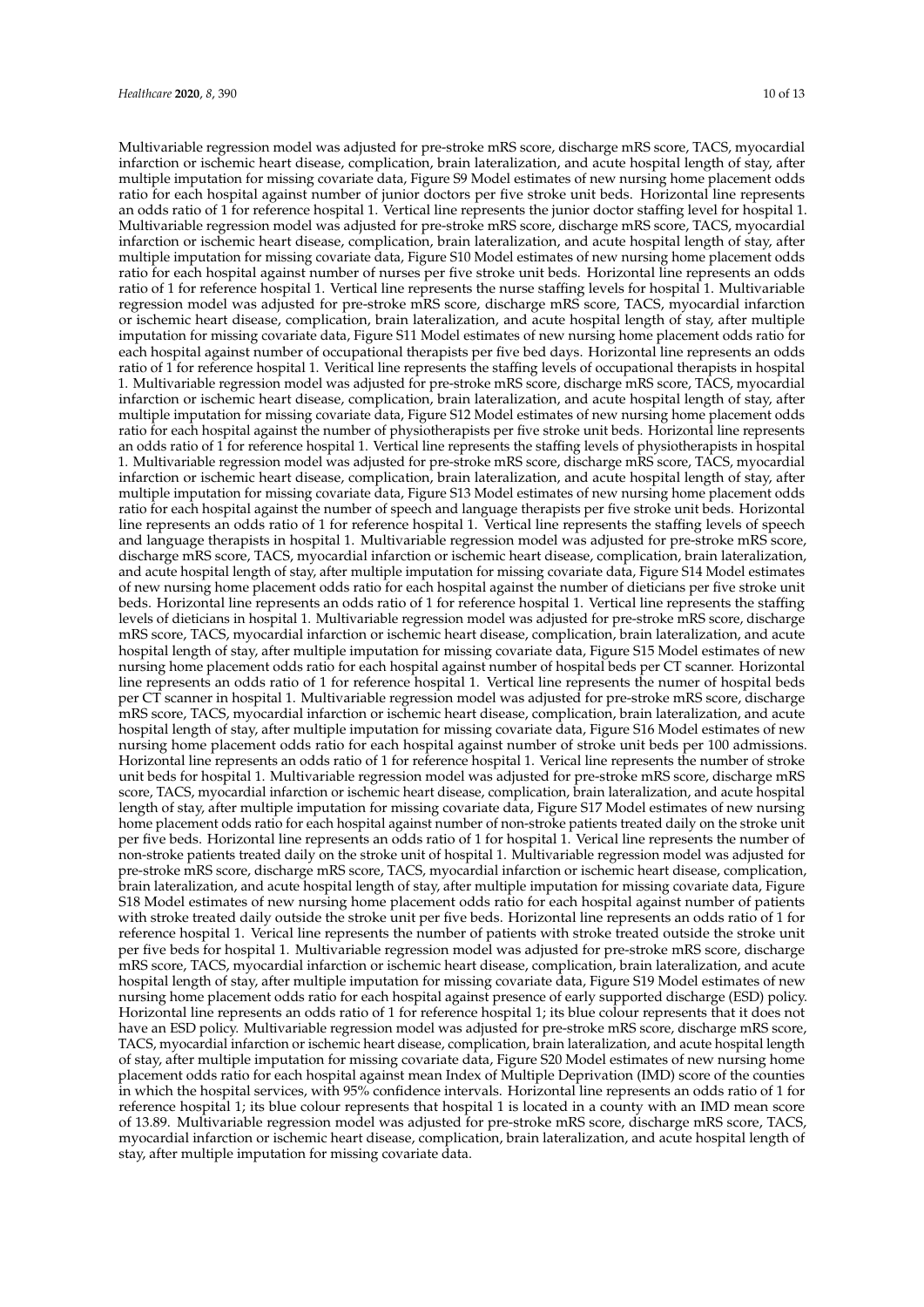Multivariable regression model was adjusted for pre-stroke mRS score, discharge mRS score, TACS, myocardial infarction or ischemic heart disease, complication, brain lateralization, and acute hospital length of stay, after multiple imputation for missing covariate data, Figure S9 Model estimates of new nursing home placement odds ratio for each hospital against number of junior doctors per five stroke unit beds. Horizontal line represents an odds ratio of 1 for reference hospital 1. Vertical line represents the junior doctor staffing level for hospital 1. Multivariable regression model was adjusted for pre-stroke mRS score, discharge mRS score, TACS, myocardial infarction or ischemic heart disease, complication, brain lateralization, and acute hospital length of stay, after multiple imputation for missing covariate data, Figure S10 Model estimates of new nursing home placement odds ratio for each hospital against number of nurses per five stroke unit beds. Horizontal line represents an odds ratio of 1 for reference hospital 1. Vertical line represents the nurse staffing levels for hospital 1. Multivariable regression model was adjusted for pre-stroke mRS score, discharge mRS score, TACS, myocardial infarction or ischemic heart disease, complication, brain lateralization, and acute hospital length of stay, after multiple imputation for missing covariate data, Figure S11 Model estimates of new nursing home placement odds ratio for each hospital against number of occupational therapists per five bed days. Horizontal line represents an odds ratio of 1 for reference hospital 1. Veritical line represents the staffing levels of occupational therapists in hospital 1. Multivariable regression model was adjusted for pre-stroke mRS score, discharge mRS score, TACS, myocardial infarction or ischemic heart disease, complication, brain lateralization, and acute hospital length of stay, after multiple imputation for missing covariate data, Figure S12 Model estimates of new nursing home placement odds ratio for each hospital against the number of physiotherapists per five stroke unit beds. Horizontal line represents an odds ratio of 1 for reference hospital 1. Vertical line represents the staffing levels of physiotherapists in hospital 1. Multivariable regression model was adjusted for pre-stroke mRS score, discharge mRS score, TACS, myocardial infarction or ischemic heart disease, complication, brain lateralization, and acute hospital length of stay, after multiple imputation for missing covariate data, Figure S13 Model estimates of new nursing home placement odds ratio for each hospital against the number of speech and language therapists per five stroke unit beds. Horizontal line represents an odds ratio of 1 for reference hospital 1. Vertical line represents the staffing levels of speech and language therapists in hospital 1. Multivariable regression model was adjusted for pre-stroke mRS score, discharge mRS score, TACS, myocardial infarction or ischemic heart disease, complication, brain lateralization, and acute hospital length of stay, after multiple imputation for missing covariate data, Figure S14 Model estimates of new nursing home placement odds ratio for each hospital against the number of dieticians per five stroke unit beds. Horizontal line represents an odds ratio of 1 for reference hospital 1. Vertical line represents the staffing levels of dieticians in hospital 1. Multivariable regression model was adjusted for pre-stroke mRS score, discharge mRS score, TACS, myocardial infarction or ischemic heart disease, complication, brain lateralization, and acute hospital length of stay, after multiple imputation for missing covariate data, Figure S15 Model estimates of new nursing home placement odds ratio for each hospital against number of hospital beds per CT scanner. Horizontal line represents an odds ratio of 1 for reference hospital 1. Vertical line represents the numer of hospital beds per CT scanner in hospital 1. Multivariable regression model was adjusted for pre-stroke mRS score, discharge mRS score, TACS, myocardial infarction or ischemic heart disease, complication, brain lateralization, and acute hospital length of stay, after multiple imputation for missing covariate data, Figure S16 Model estimates of new nursing home placement odds ratio for each hospital against number of stroke unit beds per 100 admissions. Horizontal line represents an odds ratio of 1 for reference hospital 1. Verical line represents the number of stroke unit beds for hospital 1. Multivariable regression model was adjusted for pre-stroke mRS score, discharge mRS score, TACS, myocardial infarction or ischemic heart disease, complication, brain lateralization, and acute hospital length of stay, after multiple imputation for missing covariate data, Figure S17 Model estimates of new nursing home placement odds ratio for each hospital against number of non-stroke patients treated daily on the stroke unit per five beds. Horizontal line represents an odds ratio of 1 for hospital 1. Verical line represents the number of non-stroke patients treated daily on the stroke unit of hospital 1. Multivariable regression model was adjusted for pre-stroke mRS score, discharge mRS score, TACS, myocardial infarction or ischemic heart disease, complication, brain lateralization, and acute hospital length of stay, after multiple imputation for missing covariate data, Figure S18 Model estimates of new nursing home placement odds ratio for each hospital against number of patients with stroke treated daily outside the stroke unit per five beds. Horizontal line represents an odds ratio of 1 for reference hospital 1. Verical line represents the number of patients with stroke treated outside the stroke unit per five beds for hospital 1. Multivariable regression model was adjusted for pre-stroke mRS score, discharge mRS score, TACS, myocardial infarction or ischemic heart disease, complication, brain lateralization, and acute hospital length of stay, after multiple imputation for missing covariate data, Figure S19 Model estimates of new nursing home placement odds ratio for each hospital against presence of early supported discharge (ESD) policy. Horizontal line represents an odds ratio of 1 for reference hospital 1; its blue colour represents that it does not have an ESD policy. Multivariable regression model was adjusted for pre-stroke mRS score, discharge mRS score, TACS, myocardial infarction or ischemic heart disease, complication, brain lateralization, and acute hospital length of stay, after multiple imputation for missing covariate data, Figure S20 Model estimates of new nursing home placement odds ratio for each hospital against mean Index of Multiple Deprivation (IMD) score of the counties in which the hospital services, with 95% confidence intervals. Horizontal line represents an odds ratio of 1 for reference hospital 1; its blue colour represents that hospital 1 is located in a county with an IMD mean score of 13.89. Multivariable regression model was adjusted for pre-stroke mRS score, discharge mRS score, TACS, myocardial infarction or ischemic heart disease, complication, brain lateralization, and acute hospital length of stay, after multiple imputation for missing covariate data.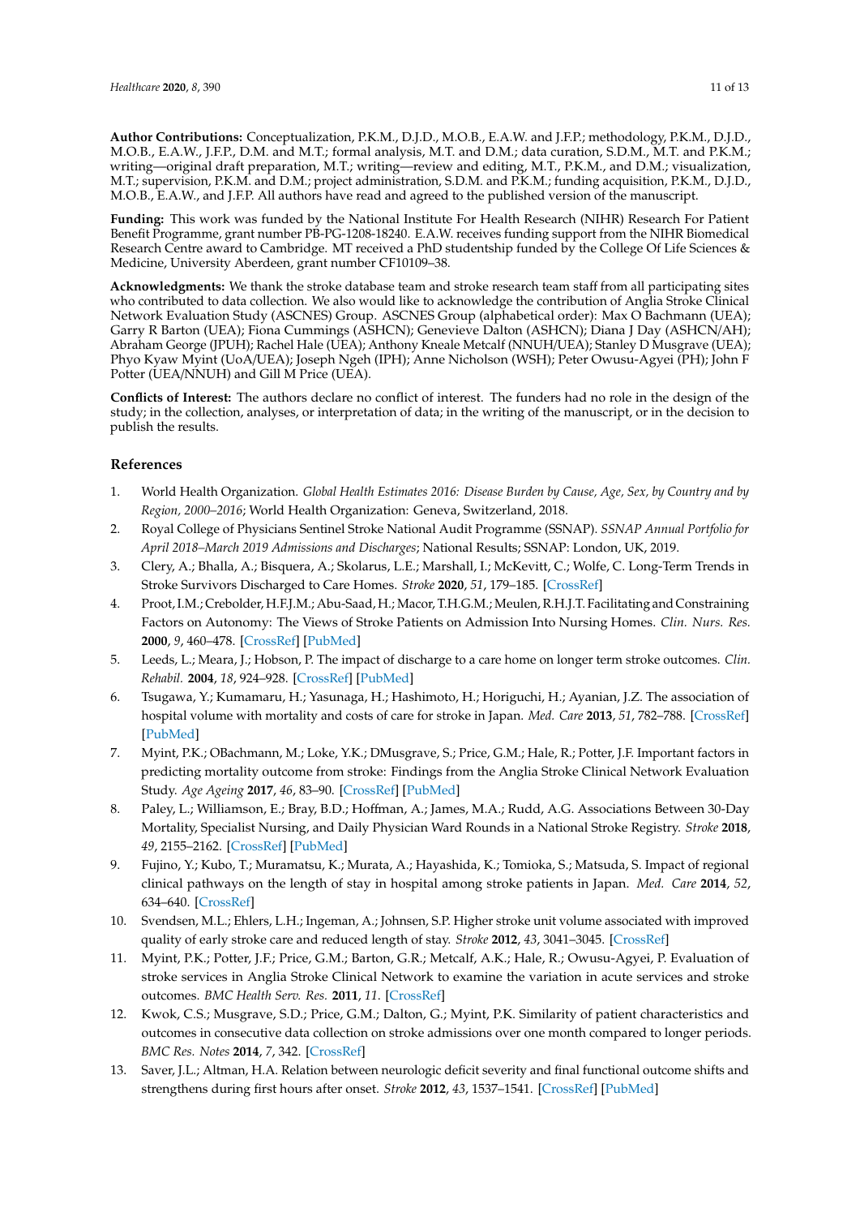**Author Contributions:** Conceptualization, P.K.M., D.J.D., M.O.B., E.A.W. and J.F.P.; methodology, P.K.M., D.J.D., M.O.B., E.A.W., J.F.P., D.M. and M.T.; formal analysis, M.T. and D.M.; data curation, S.D.M., M.T. and P.K.M.; writing—original draft preparation, M.T.; writing—review and editing, M.T., P.K.M., and D.M.; visualization, M.T.; supervision, P.K.M. and D.M.; project administration, S.D.M. and P.K.M.; funding acquisition, P.K.M., D.J.D., M.O.B., E.A.W., and J.F.P. All authors have read and agreed to the published version of the manuscript.

**Funding:** This work was funded by the National Institute For Health Research (NIHR) Research For Patient Benefit Programme, grant number PB-PG-1208-18240. E.A.W. receives funding support from the NIHR Biomedical Research Centre award to Cambridge. MT received a PhD studentship funded by the College Of Life Sciences & Medicine, University Aberdeen, grant number CF10109–38.

**Acknowledgments:** We thank the stroke database team and stroke research team staff from all participating sites who contributed to data collection. We also would like to acknowledge the contribution of Anglia Stroke Clinical Network Evaluation Study (ASCNES) Group. ASCNES Group (alphabetical order): Max O Bachmann (UEA); Garry R Barton (UEA); Fiona Cummings (ASHCN); Genevieve Dalton (ASHCN); Diana J Day (ASHCN/AH); Abraham George (JPUH); Rachel Hale (UEA); Anthony Kneale Metcalf (NNUH/UEA); Stanley D Musgrave (UEA); Phyo Kyaw Myint (UoA/UEA); Joseph Ngeh (IPH); Anne Nicholson (WSH); Peter Owusu-Agyei (PH); John F Potter (UEA/NNUH) and Gill M Price (UEA).

**Conflicts of Interest:** The authors declare no conflict of interest. The funders had no role in the design of the study; in the collection, analyses, or interpretation of data; in the writing of the manuscript, or in the decision to publish the results.

## References

1. World Health Organization. *Global Health Estimates 2016: Disease Burden by Cause, Age, Sex, by Country and by Region, 2000–2016*; World Health Organization: Geneva, Switzerland, 2018.
2. Royal College of Physicians Sentinel Stroke National Audit Programme (SSNAP). *SSNAP Annual Portfolio for April 2018–March 2019 Admissions and Discharges*; National Results; SSNAP: London, UK, 2019.
3. Clery, A.; Bhalla, A.; Bisquera, A.; Skolarus, L.E.; Marshall, I.; McKevitt, C.; Wolfe, C. Long-Term Trends in Stroke Survivors Discharged to Care Homes. *Stroke* **2020**, *51*, 179–185. [CrossRef]
4. Proot, I.M.; Crebolder, H.F.J.M.; Abu-Saad, H.; Macor, T.H.G.M.; Meulen, R.H.J.T. Facilitating and Constraining Factors on Autonomy: The Views of Stroke Patients on Admission Into Nursing Homes. *Clin. Nurs. Res.* **2000**, *9*, 460–478. [CrossRef]
5. Leeds, L.; Meara, J.; Hobson, P. The impact of discharge to a care home on longer term stroke outcomes. *Clin. Rehabil.* **2004**, *18*, 924–928. [CrossRef] [PubMed]
6. Tsugawa, Y.; Kumamaru, H.; Yasunaga, H.; Hashimoto, H.; Horiguchi, H.; Ayanian, J.Z. The association of hospital volume with mortality and costs of care for stroke in Japan. *Med. Care* **2013**, *51*, 782–788. [CrossRef] [PubMed]
7. Myint, P.K.; OBachmann, M.; Loke, Y.K.; DMusgrave, S.; Price, G.M.; Hale, R.; Potter, J.F. Important factors in predicting mortality outcome from stroke: Findings from the Anglia Stroke Clinical Network Evaluation Study. *Age Ageing* **2017**, *46*, 83–90. [CrossRef] [PubMed]
8. Paley, L.; Williamson, E.; Bray, B.D.; Hoffman, A.; James, M.A.; Rudd, A.G. Associations Between 30-Day Mortality, Specialist Nursing, and Daily Physician Ward Rounds in a National Stroke Registry. *Stroke* **2018**, *49*, 2155–2162. [CrossRef] [PubMed]
9. Fujino, Y.; Kubo, T.; Muramatsu, K.; Murata, A.; Hayashida, K.; Tomioka, S.; Matsuda, S. Impact of regional clinical pathways on the length of stay in hospital among stroke patients in Japan. *Med. Care* **2014**, *52*, 634–640. [CrossRef]
10. Svendsen, M.L.; Ehlers, L.H.; Ingeman, A.; Johnsen, S.P. Higher stroke unit volume associated with improved quality of early stroke care and reduced length of stay. *Stroke* **2012**, *43*, 3041–3045. [CrossRef]
11. Myint, P.K.; Potter, J.F.; Price, G.M.; Barton, G.R.; Metcalf, A.K.; Hale, R.; Owusu-Agyei, P. Evaluation of stroke services in Anglia Stroke Clinical Network to examine the variation in acute services and stroke outcomes. *BMC Health Serv. Res.* **2011**, *11*. [CrossRef]
12. Kwok, C.S.; Musgrave, S.D.; Price, G.M.; Dalton, G.; Myint, P.K. Similarity of patient characteristics and outcomes in consecutive data collection on stroke admissions over one month compared to longer periods. *BMC Res. Notes* **2014**, *7*, 342. [CrossRef]
13. Saver, J.L.; Altman, H.A. Relation between neurologic deficit severity and final functional outcome shifts and strengthens during first hours after onset. *Stroke* **2012**, *43*, 1537–1541. [CrossRef] [PubMed]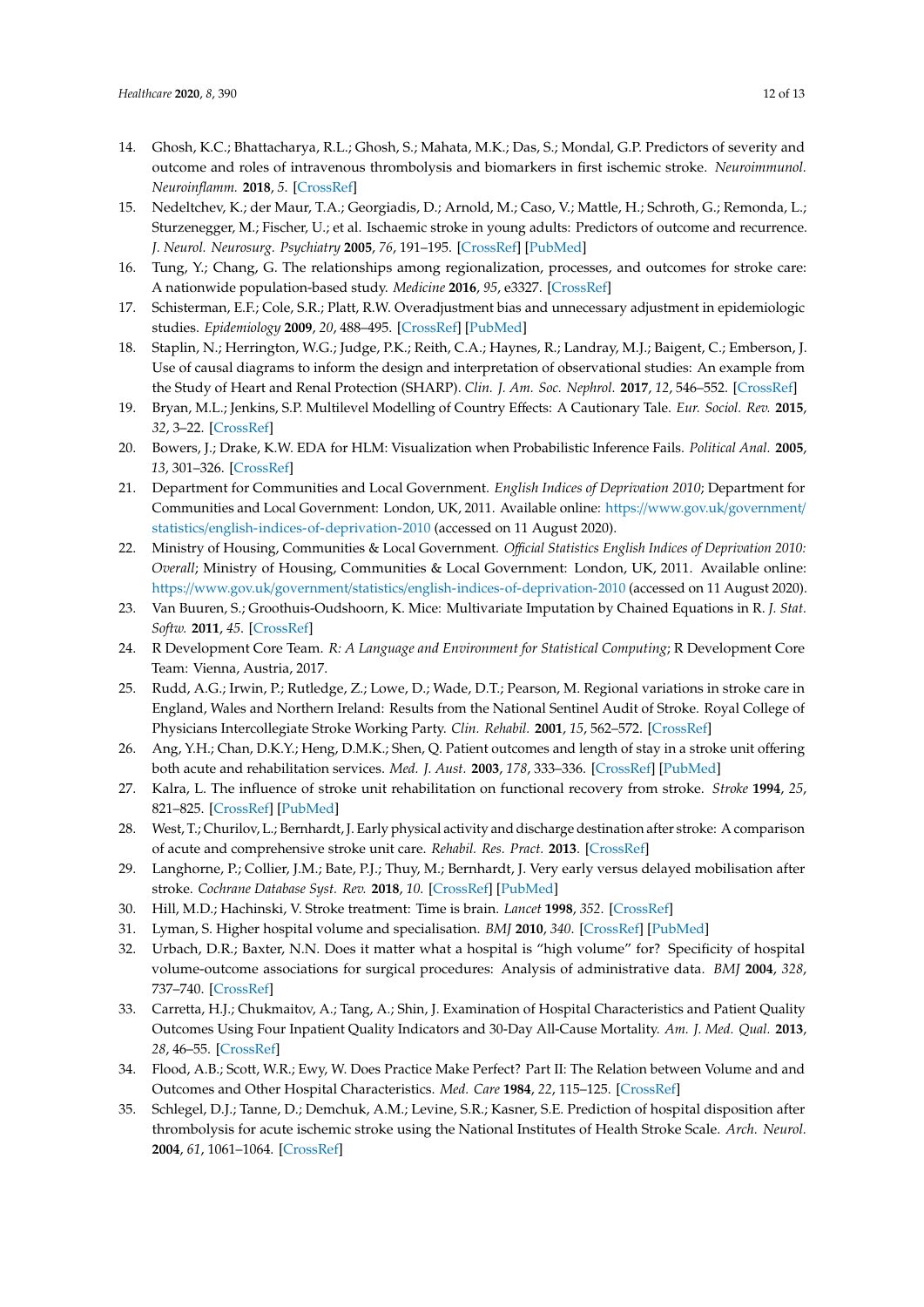14. Ghosh, K.C.; Bhattacharya, R.L.; Ghosh, S.; Mahata, M.K.; Das, S.; Mondal, G.P. Predictors of severity and outcome and roles of intravenous thrombolysis and biomarkers in first ischemic stroke. *Neuroimmunol. Neuroinflamm.* **2018**, *5*. [CrossRef]
15. Nedeltchev, K.; der Maur, T.A.; Georgiadis, D.; Arnold, M.; Caso, V.; Mattle, H.; Schroth, G.; Remonda, L.; Sturzenegger, M.; Fischer, U.; et al. Ischaemic stroke in young adults: Predictors of outcome and recurrence. *J. Neurol. Neurosurg. Psychiatry* **2005**, *76*, 191–195. [CrossRef] [PubMed]
16. Tung, Y.; Chang, G. The relationships among regionalization, processes, and outcomes for stroke care: A nationwide population-based study. *Medicine* **2016**, *95*, e3327. [CrossRef]
17. Schisterman, E.F.; Cole, S.R.; Platt, R.W. Overadjustment bias and unnecessary adjustment in epidemiologic studies. *Epidemiology* **2009**, *20*, 488–495. [CrossRef] [PubMed]
18. Staplin, N.; Herrington, W.G.; Judge, P.K.; Reith, C.A.; Haynes, R.; Landray, M.J.; Baigent, C.; Emberson, J. Use of causal diagrams to inform the design and interpretation of observational studies: An example from the Study of Heart and Renal Protection (SHARP). *Clin. J. Am. Soc. Nephrol.* **2017**, *12*, 546–552. [CrossRef]
19. Bryan, M.L.; Jenkins, S.P. Multilevel Modelling of Country Effects: A Cautionary Tale. *Eur. Sociol. Rev.* **2015**, *32*, 3–22. [CrossRef]
20. Bowers, J.; Drake, K.W. EDA for HLM: Visualization when Probabilistic Inference Fails. *Political Anal.* **2005**, *13*, 301–326. [CrossRef]
21. Department for Communities and Local Government. *English Indices of Deprivation 2010*; Department for Communities and Local Government: London, UK, 2011. Available online: https://www.gov.uk/government/statistics/english-indices-of-deprivation-2010 (accessed on 11 August 2020).
22. Ministry of Housing, Communities & Local Government. *Official Statistics English Indices of Deprivation 2010: Overall*; Ministry of Housing, Communities & Local Government: London, UK, 2011. Available online: https://www.gov.uk/government/statistics/english-indices-of-deprivation-2010 (accessed on 11 August 2020).
23. Van Buuren, S.; Groothuis-Oudshoorn, K. Mice: Multivariate Imputation by Chained Equations in R. *J. Stat. Softw.* **2011**, *45*. [CrossRef]
24. R Development Core Team. *R: A Language and Environment for Statistical Computing*; R Development Core Team: Vienna, Austria, 2017.
25. Rudd, A.G.; Irwin, P.; Rutledge, Z.; Lowe, D.; Wade, D.T.; Pearson, M. Regional variations in stroke care in England, Wales and Northern Ireland: Results from the National Sentinel Audit of Stroke. Royal College of Physicians Intercollegiate Stroke Working Party. *Clin. Rehabil.* **2001**, *15*, 562–572. [CrossRef]
26. Ang, Y.H.; Chan, D.K.Y.; Heng, D.M.K.; Shen, Q. Patient outcomes and length of stay in a stroke unit offering both acute and rehabilitation services. *Med. J. Aust.* **2003**, *178*, 333–336. [CrossRef] [PubMed]
27. Kalra, L. The influence of stroke unit rehabilitation on functional recovery from stroke. *Stroke* **1994**, *25*, 821–825. [CrossRef] [PubMed]
28. West, T.; Churilov, L.; Bernhardt, J. Early physical activity and discharge destination after stroke: A comparison of acute and comprehensive stroke unit care. *Rehabil. Res. Pract.* **2013**. [CrossRef]
29. Langhorne, P.; Collier, J.M.; Bate, P.J.; Thuy, M.; Bernhardt, J. Very early versus delayed mobilisation after stroke. *Cochrane Database Syst. Rev.* **2018**, *10*. [CrossRef] [PubMed]
30. Hill, M.D.; Hachinski, V. Stroke treatment: Time is brain. *Lancet* **1998**, *352*. [CrossRef]
31. Lyman, S. Higher hospital volume and specialisation. *BMJ* **2010**, *340*. [CrossRef] [PubMed]
32. Urbach, D.R.; Baxter, N.N. Does it matter what a hospital is "high volume" for? Specificity of hospital volume-outcome associations for surgical procedures: Analysis of administrative data. *BMJ* **2004**, *328*, 737–740. [CrossRef]
33. Carretta, H.J.; Chukmaitov, A.; Tang, A.; Shin, J. Examination of Hospital Characteristics and Patient Quality Outcomes Using Four Inpatient Quality Indicators and 30-Day All-Cause Mortality. *Am. J. Med. Qual.* **2013**, *28*, 46–55. [CrossRef]
34. Flood, A.B.; Scott, W.R.; Ewy, W. Does Practice Make Perfect? Part II: The Relation between Volume and and Outcomes and Other Hospital Characteristics. *Med. Care* **1984**, *22*, 115–125. [CrossRef]
35. Schlegel, D.J.; Tanne, D.; Demchuk, A.M.; Levine, S.R.; Kasner, S.E. Prediction of hospital disposition after thrombolysis for acute ischemic stroke using the National Institutes of Health Stroke Scale. *Arch. Neurol.* **2004**, *61*, 1061–1064. [CrossRef]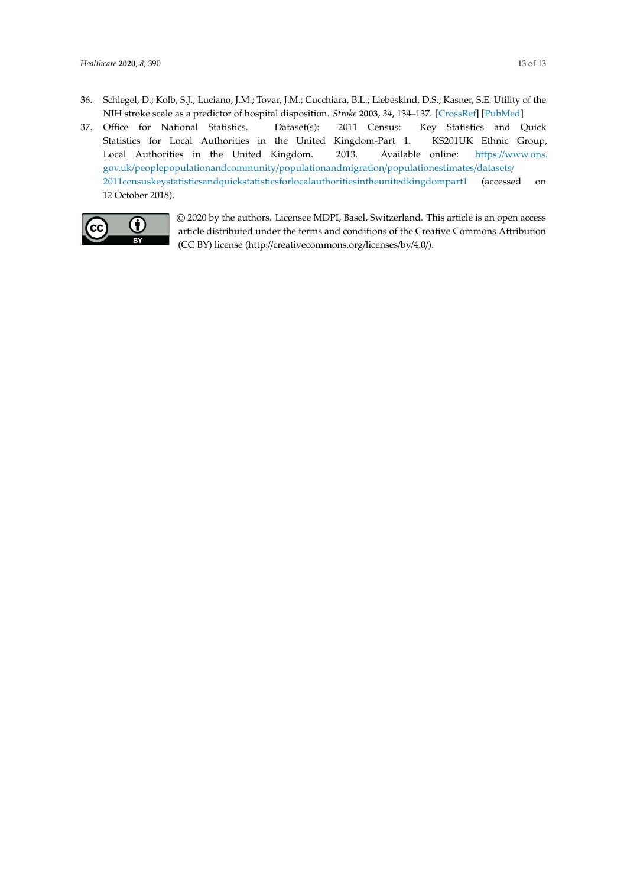36. Schlegel, D.; Kolb, S.J.; Luciano, J.M.; Tovar, J.M.; Cucchiara, B.L.; Liebeskind, D.S.; Kasner, S.E. Utility of the NIH stroke scale as a predictor of hospital disposition. *Stroke* **2003**, *34*, 134–137. [CrossRef] [PubMed]
37. Office for National Statistics. Dataset(s): 2011 Census: Key Statistics and Quick Statistics for Local Authorities in the United Kingdom-Part 1. KS201UK Ethnic Group, Local Authorities in the United Kingdom. 2013. Available online: https://www.ons.gov.uk/peoplepopulationandcommunity/populationandmigration/populationestimates/datasets/2011censuskeystatisticsandquickstatisticsforlocalauthoritiesintheunitedkingdompart1 (accessed on 12 October 2018).

© 2020 by the authors. Licensee MDPI, Basel, Switzerland. This article is an open access article distributed under the terms and conditions of the Creative Commons Attribution (CC BY) license (http://creativecommons.org/licenses/by/4.0/).